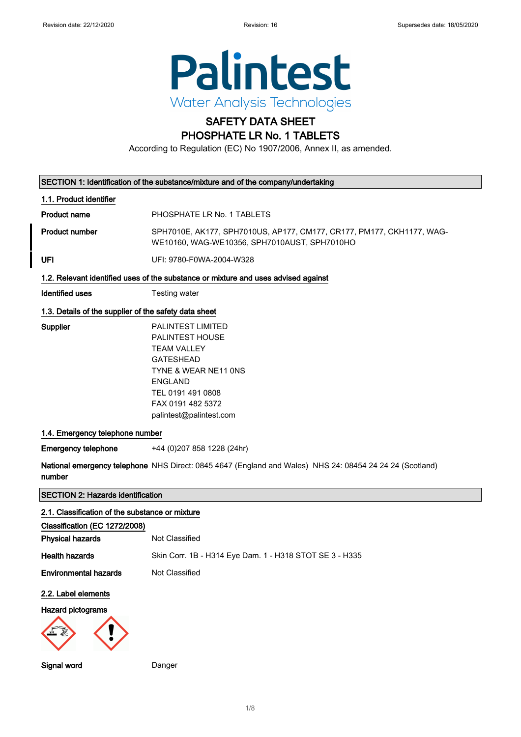Revision date: 22/12/2020 Revision: 16 Supersedes date: 18/05/2020

# Palintest

Water Analysis Technologies

# SAFETY DATA SHEET
## PHOSPHATE LR No. 1 TABLETS

According to Regulation (EC) No 1907/2006, Annex II, as amended.

## SECTION 1: Identification of the substance/mixture and of the company/undertaking

### 1.1. Product identifier

**Product name** PHOSPHATE LR No. 1 TABLETS

**Product number** SPH7010E, AK177, SPH7010US, AP177, CM177, CR177, PM177, CKH1177, WAG-WE10160, WAG-WE10356, SPH7010AUST, SPH7010HO

**UFI** UFI: 9780-F0WA-2004-W328

### 1.2. Relevant identified uses of the substance or mixture and uses advised against

**Identified uses** Testing water

### 1.3. Details of the supplier of the safety data sheet

**Supplier**
PALINTEST LIMITED
PALINTEST HOUSE
TEAM VALLEY
GATESHEAD
TYNE & WEAR NE11 0NS
ENGLAND
TEL 0191 491 0808
FAX 0191 482 5372
palintest@palintest.com

### 1.4. Emergency telephone number

**Emergency telephone** +44 (0)207 858 1228 (24hr)

**National emergency telephone number** NHS Direct: 0845 4647 (England and Wales) NHS 24: 08454 24 24 24 (Scotland)

## SECTION 2: Hazards identification

### 2.1. Classification of the substance or mixture

**Classification (EC 1272/2008)**

**Physical hazards** Not Classified

**Health hazards** Skin Corr. 1B - H314 Eye Dam. 1 - H318 STOT SE 3 - H335

**Environmental hazards** Not Classified

### 2.2. Label elements

**Hazard pictograms**

**Signal word** Danger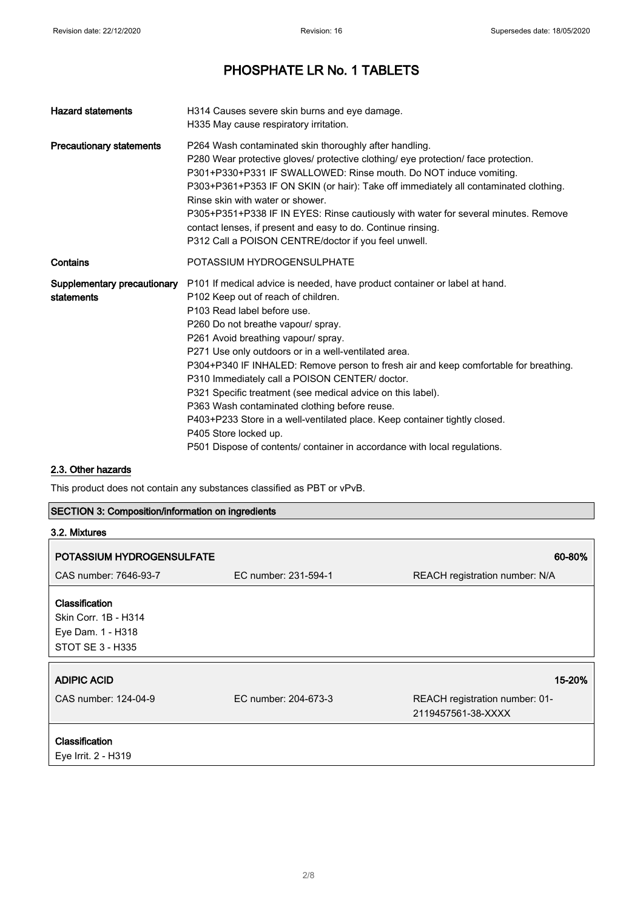# PHOSPHATE LR No. 1 TABLETS

| | |
|---|---|
| **Hazard statements** | H314 Causes severe skin burns and eye damage.<br>H335 May cause respiratory irritation. |
| **Precautionary statements** | P264 Wash contaminated skin thoroughly after handling.<br>P280 Wear protective gloves/ protective clothing/ eye protection/ face protection.<br>P301+P330+P331 IF SWALLOWED: Rinse mouth. Do NOT induce vomiting.<br>P303+P361+P353 IF ON SKIN (or hair): Take off immediately all contaminated clothing. Rinse skin with water or shower.<br>P305+P351+P338 IF IN EYES: Rinse cautiously with water for several minutes. Remove contact lenses, if present and easy to do. Continue rinsing.<br>P312 Call a POISON CENTRE/doctor if you feel unwell. |
| **Contains** | POTASSIUM HYDROGENSULPHATE |
| **Supplementary precautionary statements** | P101 If medical advice is needed, have product container or label at hand.<br>P102 Keep out of reach of children.<br>P103 Read label before use.<br>P260 Do not breathe vapour/ spray.<br>P261 Avoid breathing vapour/ spray.<br>P271 Use only outdoors or in a well-ventilated area.<br>P304+P340 IF INHALED: Remove person to fresh air and keep comfortable for breathing.<br>P310 Immediately call a POISON CENTER/ doctor.<br>P321 Specific treatment (see medical advice on this label).<br>P363 Wash contaminated clothing before reuse.<br>P403+P233 Store in a well-ventilated place. Keep container tightly closed.<br>P405 Store locked up.<br>P501 Dispose of contents/ container in accordance with local regulations. |

### 2.3. Other hazards

This product does not contain any substances classified as PBT or vPvB.

## SECTION 3: Composition/information on ingredients

### 3.2. Mixtures

| **POTASSIUM HYDROGENSULFATE** | | **60-80%** |
|---|---|---|
| CAS number: 7646-93-7 | EC number: 231-594-1 | REACH registration number: N/A |

**Classification**
Skin Corr. 1B - H314
Eye Dam. 1 - H318
STOT SE 3 - H335

| **ADIPIC ACID** | | **15-20%** |
|---|---|---|
| CAS number: 124-04-9 | EC number: 204-673-3 | REACH registration number: 01-2119457561-38-XXXX |

**Classification**
Eye Irrit. 2 - H319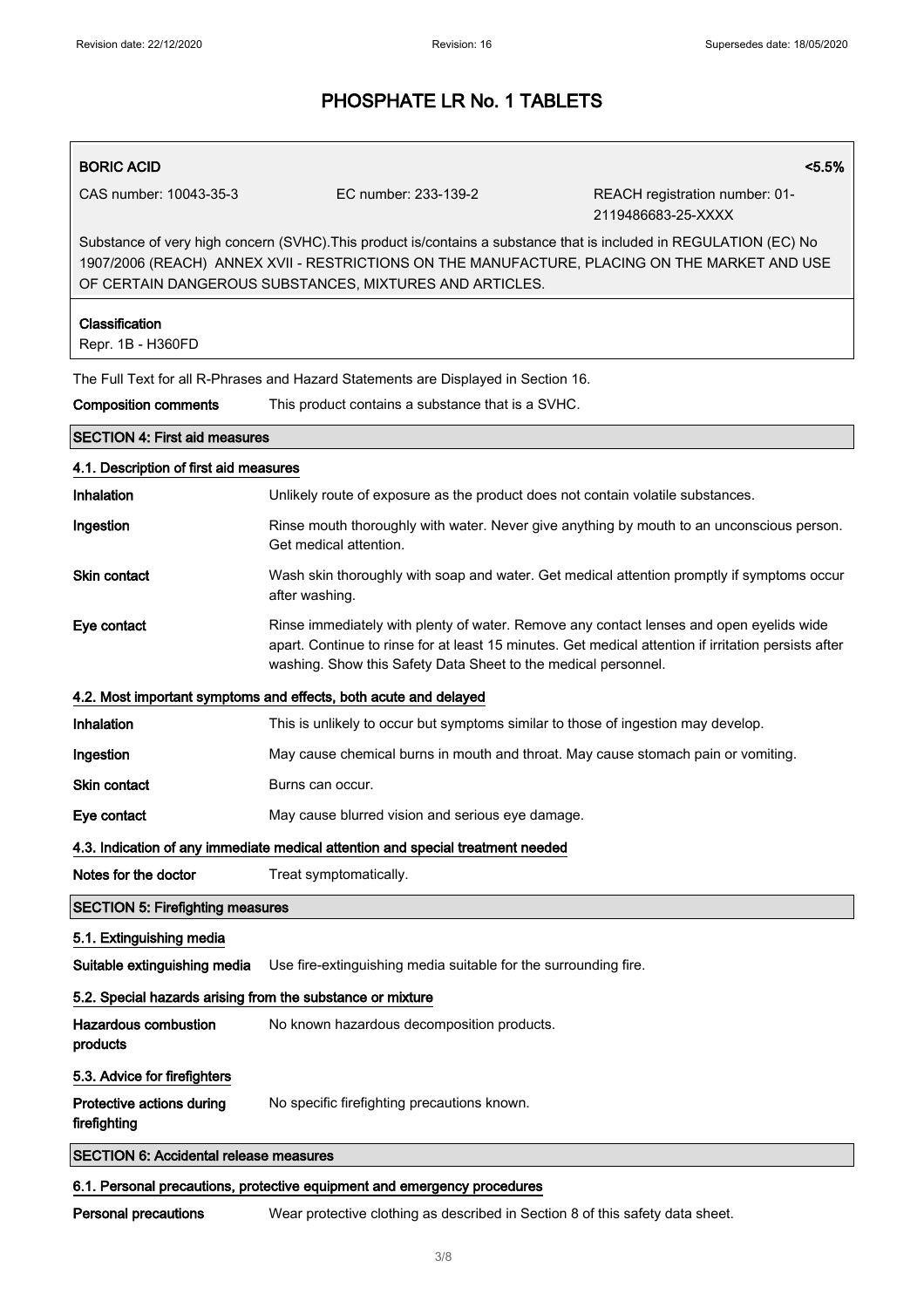# PHOSPHATE LR No. 1 TABLETS

**BORIC ACID** <5.5%

| CAS number: 10043-35-3 | EC number: 233-139-2 | REACH registration number: 01-2119486683-25-XXXX |
|---|---|---|

Substance of very high concern (SVHC).This product is/contains a substance that is included in REGULATION (EC) No 1907/2006 (REACH) ANNEX XVII - RESTRICTIONS ON THE MANUFACTURE, PLACING ON THE MARKET AND USE OF CERTAIN DANGEROUS SUBSTANCES, MIXTURES AND ARTICLES.

**Classification**
Repr. 1B - H360FD

The Full Text for all R-Phrases and Hazard Statements are Displayed in Section 16.

**Composition comments** This product contains a substance that is a SVHC.

## SECTION 4: First aid measures

### 4.1. Description of first aid measures

**Inhalation** Unlikely route of exposure as the product does not contain volatile substances.

**Ingestion** Rinse mouth thoroughly with water. Never give anything by mouth to an unconscious person. Get medical attention.

**Skin contact** Wash skin thoroughly with soap and water. Get medical attention promptly if symptoms occur after washing.

**Eye contact** Rinse immediately with plenty of water. Remove any contact lenses and open eyelids wide apart. Continue to rinse for at least 15 minutes. Get medical attention if irritation persists after washing. Show this Safety Data Sheet to the medical personnel.

### 4.2. Most important symptoms and effects, both acute and delayed

**Inhalation** This is unlikely to occur but symptoms similar to those of ingestion may develop.

**Ingestion** May cause chemical burns in mouth and throat. May cause stomach pain or vomiting.

**Skin contact** Burns can occur.

**Eye contact** May cause blurred vision and serious eye damage.

### 4.3. Indication of any immediate medical attention and special treatment needed

**Notes for the doctor** Treat symptomatically.

## SECTION 5: Firefighting measures

### 5.1. Extinguishing media

**Suitable extinguishing media** Use fire-extinguishing media suitable for the surrounding fire.

### 5.2. Special hazards arising from the substance or mixture

**Hazardous combustion products** No known hazardous decomposition products.

### 5.3. Advice for firefighters

**Protective actions during firefighting** No specific firefighting precautions known.

## SECTION 6: Accidental release measures

### 6.1. Personal precautions, protective equipment and emergency procedures

**Personal precautions** Wear protective clothing as described in Section 8 of this safety data sheet.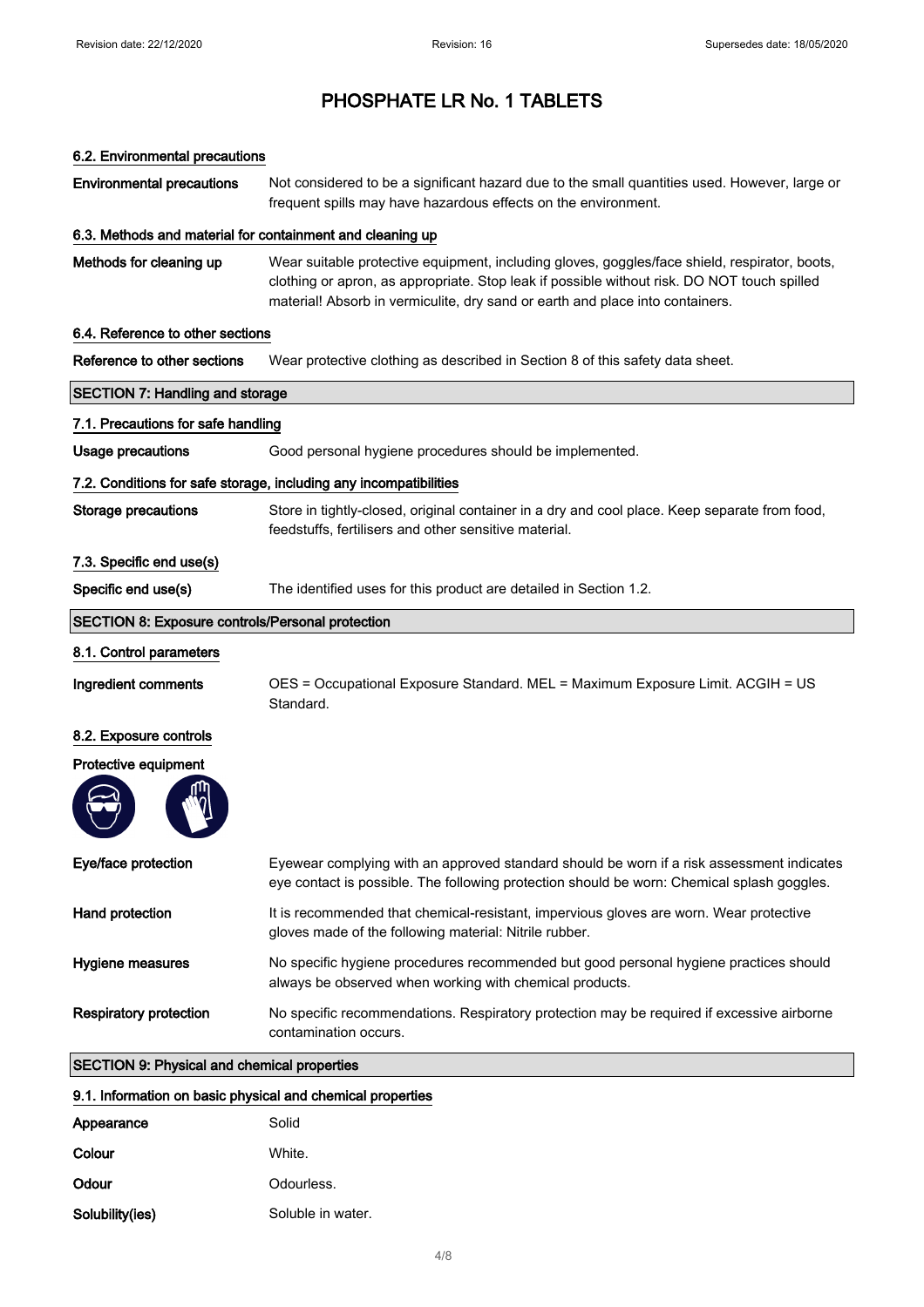# PHOSPHATE LR No. 1 TABLETS

### 6.2. Environmental precautions

**Environmental precautions** Not considered to be a significant hazard due to the small quantities used. However, large or frequent spills may have hazardous effects on the environment.

### 6.3. Methods and material for containment and cleaning up

**Methods for cleaning up** Wear suitable protective equipment, including gloves, goggles/face shield, respirator, boots, clothing or apron, as appropriate. Stop leak if possible without risk. DO NOT touch spilled material! Absorb in vermiculite, dry sand or earth and place into containers.

### 6.4. Reference to other sections

**Reference to other sections** Wear protective clothing as described in Section 8 of this safety data sheet.

## SECTION 7: Handling and storage

### 7.1. Precautions for safe handling

**Usage precautions** Good personal hygiene procedures should be implemented.

### 7.2. Conditions for safe storage, including any incompatibilities

**Storage precautions** Store in tightly-closed, original container in a dry and cool place. Keep separate from food, feedstuffs, fertilisers and other sensitive material.

### 7.3. Specific end use(s)

**Specific end use(s)** The identified uses for this product are detailed in Section 1.2.

## SECTION 8: Exposure controls/Personal protection

### 8.1. Control parameters

**Ingredient comments** OES = Occupational Exposure Standard. MEL = Maximum Exposure Limit. ACGIH = US Standard.

### 8.2. Exposure controls

**Protective equipment**

**Eye/face protection** Eyewear complying with an approved standard should be worn if a risk assessment indicates eye contact is possible. The following protection should be worn: Chemical splash goggles.

**Hand protection** It is recommended that chemical-resistant, impervious gloves are worn. Wear protective gloves made of the following material: Nitrile rubber.

**Hygiene measures** No specific hygiene procedures recommended but good personal hygiene practices should always be observed when working with chemical products.

**Respiratory protection** No specific recommendations. Respiratory protection may be required if excessive airborne contamination occurs.

## SECTION 9: Physical and chemical properties

### 9.1. Information on basic physical and chemical properties

**Appearance** Solid

**Colour** White.

**Odour** Odourless.

**Solubility(ies)** Soluble in water.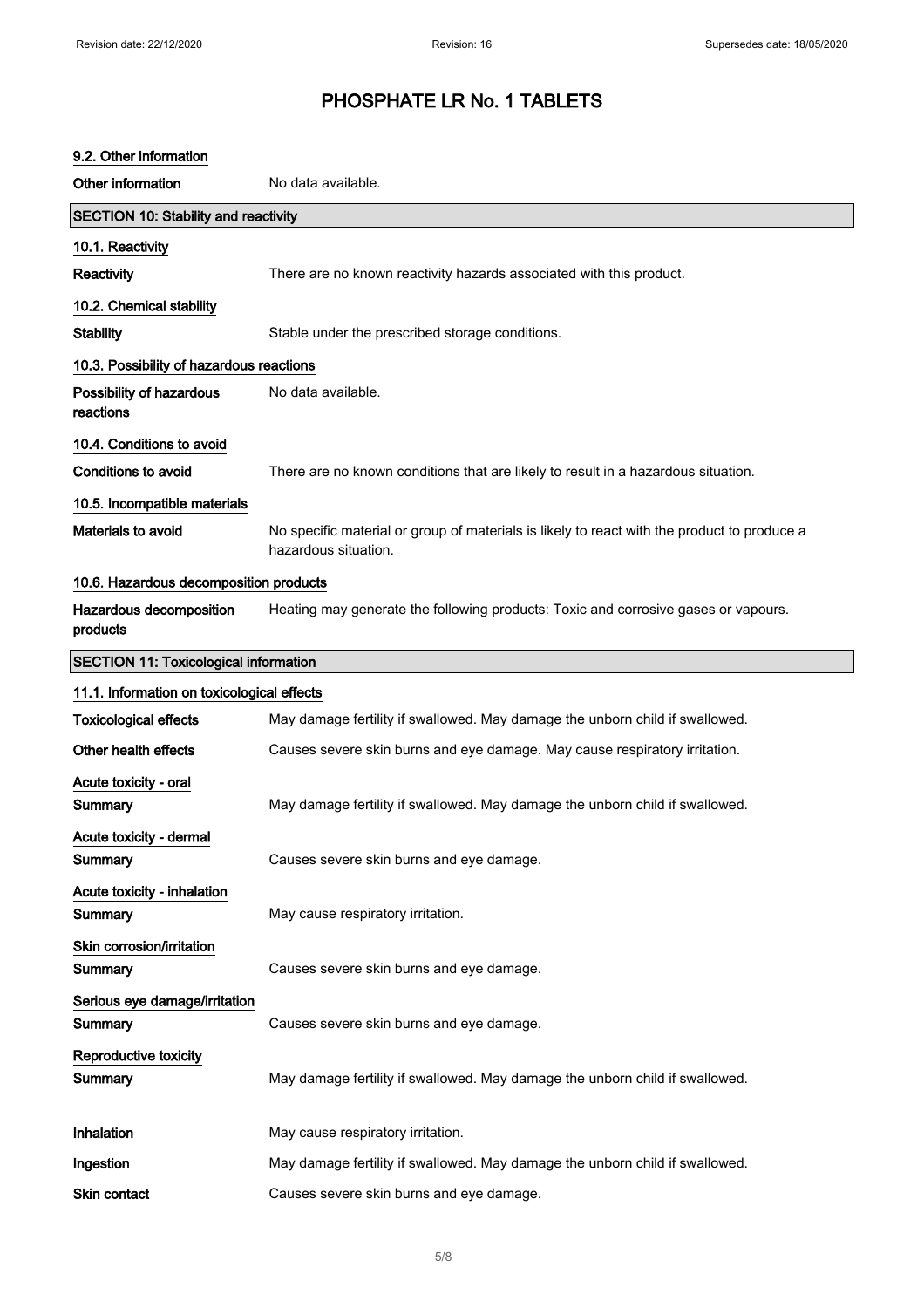### 9.2. Other information

| | |
|---|---|
| **Other information** | No data available. |

## SECTION 10: Stability and reactivity

### 10.1. Reactivity

| | |
|---|---|
| **Reactivity** | There are no known reactivity hazards associated with this product. |

### 10.2. Chemical stability

| | |
|---|---|
| **Stability** | Stable under the prescribed storage conditions. |

### 10.3. Possibility of hazardous reactions

| | |
|---|---|
| **Possibility of hazardous reactions** | No data available. |

### 10.4. Conditions to avoid

| | |
|---|---|
| **Conditions to avoid** | There are no known conditions that are likely to result in a hazardous situation. |

### 10.5. Incompatible materials

| | |
|---|---|
| **Materials to avoid** | No specific material or group of materials is likely to react with the product to produce a hazardous situation. |

### 10.6. Hazardous decomposition products

| | |
|---|---|
| **Hazardous decomposition products** | Heating may generate the following products: Toxic and corrosive gases or vapours. |

## SECTION 11: Toxicological information

### 11.1. Information on toxicological effects

| | |
|---|---|
| **Toxicological effects** | May damage fertility if swallowed. May damage the unborn child if swallowed. |
| **Other health effects** | Causes severe skin burns and eye damage. May cause respiratory irritation. |

**Acute toxicity - oral**

| | |
|---|---|
| **Summary** | May damage fertility if swallowed. May damage the unborn child if swallowed. |

**Acute toxicity - dermal**

| | |
|---|---|
| **Summary** | Causes severe skin burns and eye damage. |

**Acute toxicity - inhalation**

| | |
|---|---|
| **Summary** | May cause respiratory irritation. |

**Skin corrosion/irritation**

| | |
|---|---|
| **Summary** | Causes severe skin burns and eye damage. |

**Serious eye damage/irritation**

| | |
|---|---|
| **Summary** | Causes severe skin burns and eye damage. |

**Reproductive toxicity**

| | |
|---|---|
| **Summary** | May damage fertility if swallowed. May damage the unborn child if swallowed. |

| | |
|---|---|
| **Inhalation** | May cause respiratory irritation. |
| **Ingestion** | May damage fertility if swallowed. May damage the unborn child if swallowed. |
| **Skin contact** | Causes severe skin burns and eye damage. |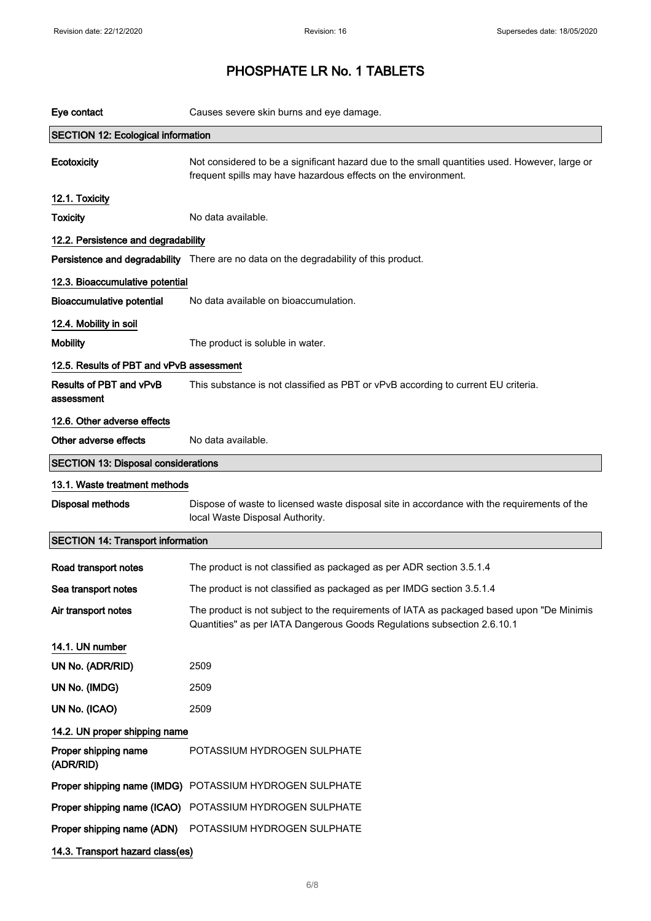# PHOSPHATE LR No. 1 TABLETS

| | |
|---|---|
| **Eye contact** | Causes severe skin burns and eye damage. |

## SECTION 12: Ecological information

| | |
|---|---|
| **Ecotoxicity** | Not considered to be a significant hazard due to the small quantities used. However, large or frequent spills may have hazardous effects on the environment. |

### 12.1. Toxicity

| | |
|---|---|
| **Toxicity** | No data available. |

### 12.2. Persistence and degradability

| | |
|---|---|
| **Persistence and degradability** | There are no data on the degradability of this product. |

### 12.3. Bioaccumulative potential

| | |
|---|---|
| **Bioaccumulative potential** | No data available on bioaccumulation. |

### 12.4. Mobility in soil

| | |
|---|---|
| **Mobility** | The product is soluble in water. |

### 12.5. Results of PBT and vPvB assessment

| | |
|---|---|
| **Results of PBT and vPvB assessment** | This substance is not classified as PBT or vPvB according to current EU criteria. |

### 12.6. Other adverse effects

| | |
|---|---|
| **Other adverse effects** | No data available. |

## SECTION 13: Disposal considerations

### 13.1. Waste treatment methods

| | |
|---|---|
| **Disposal methods** | Dispose of waste to licensed waste disposal site in accordance with the requirements of the local Waste Disposal Authority. |

## SECTION 14: Transport information

| | |
|---|---|
| **Road transport notes** | The product is not classified as packaged as per ADR section 3.5.1.4 |
| **Sea transport notes** | The product is not classified as packaged as per IMDG section 3.5.1.4 |
| **Air transport notes** | The product is not subject to the requirements of IATA as packaged based upon "De Minimis Quantities" as per IATA Dangerous Goods Regulations subsection 2.6.10.1 |

### 14.1. UN number

| | |
|---|---|
| **UN No. (ADR/RID)** | 2509 |
| **UN No. (IMDG)** | 2509 |
| **UN No. (ICAO)** | 2509 |

### 14.2. UN proper shipping name

| | |
|---|---|
| **Proper shipping name (ADR/RID)** | POTASSIUM HYDROGEN SULPHATE |
| **Proper shipping name (IMDG)** | POTASSIUM HYDROGEN SULPHATE |
| **Proper shipping name (ICAO)** | POTASSIUM HYDROGEN SULPHATE |
| **Proper shipping name (ADN)** | POTASSIUM HYDROGEN SULPHATE |

### 14.3. Transport hazard class(es)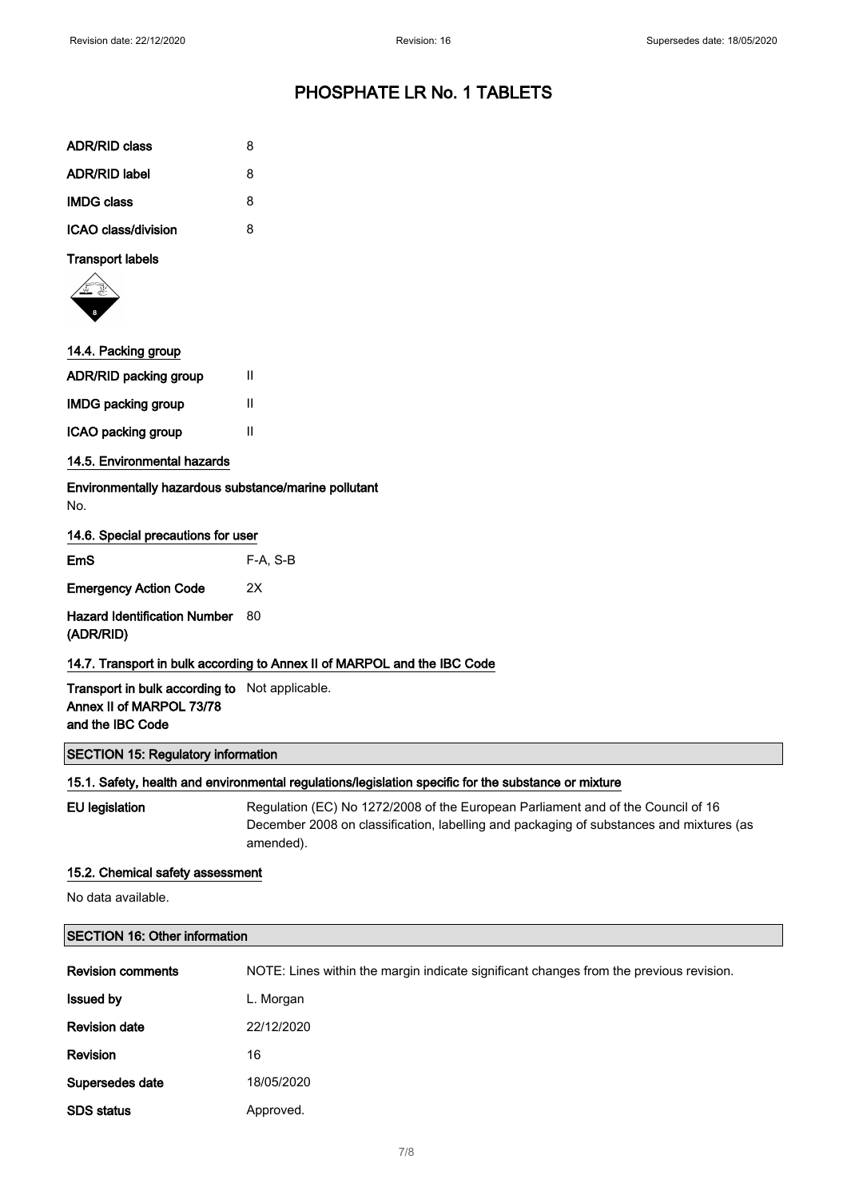# PHOSPHATE LR No. 1 TABLETS

| | |
|---|---|
| **ADR/RID class** | 8 |
| **ADR/RID label** | 8 |
| **IMDG class** | 8 |
| **ICAO class/division** | 8 |

**Transport labels**

### 14.4. Packing group

| | |
|---|---|
| **ADR/RID packing group** | II |
| **IMDG packing group** | II |
| **ICAO packing group** | II |

### 14.5. Environmental hazards

**Environmentally hazardous substance/marine pollutant**

No.

### 14.6. Special precautions for user

| | |
|---|---|
| **EmS** | F-A, S-B |
| **Emergency Action Code** | 2X |
| **Hazard Identification Number (ADR/RID)** | 80 |

### 14.7. Transport in bulk according to Annex II of MARPOL and the IBC Code

| | |
|---|---|
| **Transport in bulk according to Annex II of MARPOL 73/78 and the IBC Code** | Not applicable. |

## SECTION 15: Regulatory information

### 15.1. Safety, health and environmental regulations/legislation specific for the substance or mixture

| | |
|---|---|
| **EU legislation** | Regulation (EC) No 1272/2008 of the European Parliament and of the Council of 16 December 2008 on classification, labelling and packaging of substances and mixtures (as amended). |

### 15.2. Chemical safety assessment

No data available.

## SECTION 16: Other information

| | |
|---|---|
| **Revision comments** | NOTE: Lines within the margin indicate significant changes from the previous revision. |
| **Issued by** | L. Morgan |
| **Revision date** | 22/12/2020 |
| **Revision** | 16 |
| **Supersedes date** | 18/05/2020 |
| **SDS status** | Approved. |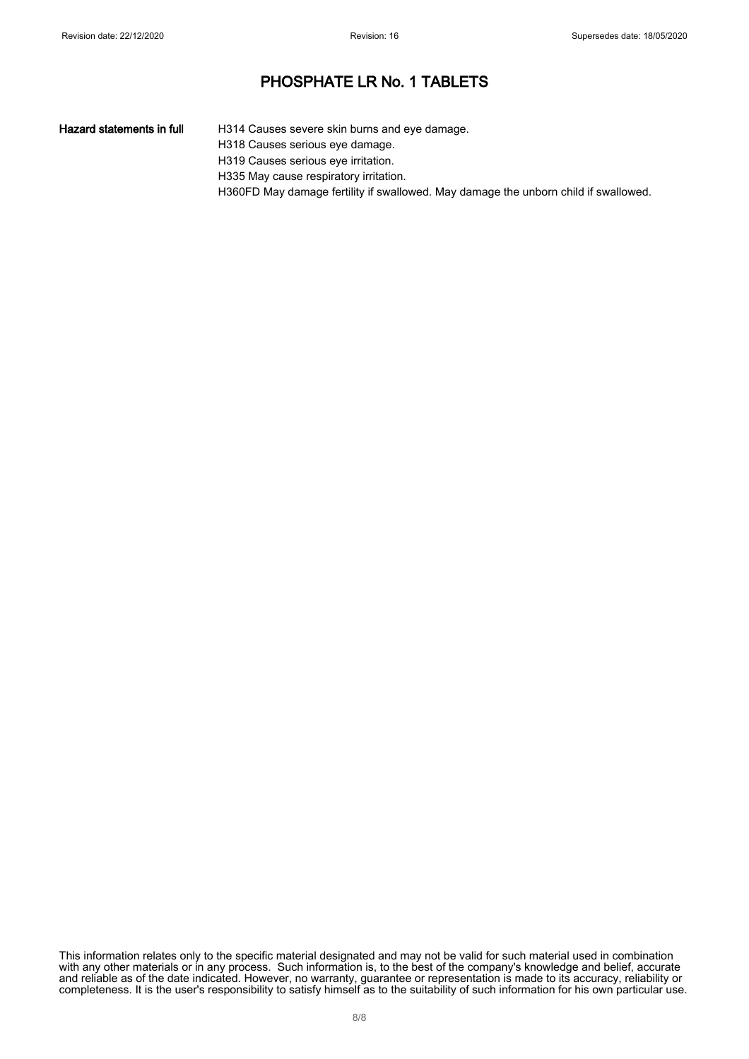**Hazard statements in full**

H314 Causes severe skin burns and eye damage.
H318 Causes serious eye damage.
H319 Causes serious eye irritation.
H335 May cause respiratory irritation.
H360FD May damage fertility if swallowed. May damage the unborn child if swallowed.

This information relates only to the specific material designated and may not be valid for such material used in combination with any other materials or in any process. Such information is, to the best of the company's knowledge and belief, accurate and reliable as of the date indicated. However, no warranty, guarantee or representation is made to its accuracy, reliability or completeness. It is the user's responsibility to satisfy himself as to the suitability of such information for his own particular use.